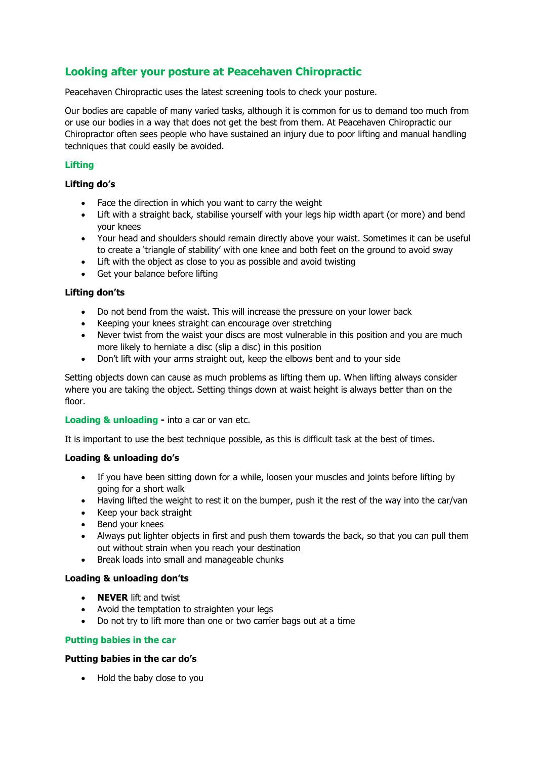# Looking after your posture at Peacehaven Chiropractic

Peacehaven Chiropractic uses the latest screening tools to check your posture.

Our bodies are capable of many varied tasks, although it is common for us to demand too much from or use our bodies in a way that does not get the best from them. At Peacehaven Chiropractic our Chiropractor often sees people who have sustained an injury due to poor lifting and manual handling techniques that could easily be avoided.

## Lifting

### Lifting do's

- Face the direction in which you want to carry the weight
- Lift with a straight back, stabilise yourself with your legs hip width apart (or more) and bend your knees
- Your head and shoulders should remain directly above your waist. Sometimes it can be useful to create a 'triangle of stability' with one knee and both feet on the ground to avoid sway
- Lift with the object as close to you as possible and avoid twisting
- Get your balance before lifting

### Lifting don'ts

- Do not bend from the waist. This will increase the pressure on your lower back
- Keeping your knees straight can encourage over stretching
- Never twist from the waist your discs are most vulnerable in this position and you are much more likely to herniate a disc (slip a disc) in this position
- Don't lift with your arms straight out, keep the elbows bent and to your side

Setting objects down can cause as much problems as lifting them up. When lifting always consider where you are taking the object. Setting things down at waist height is always better than on the floor.

## Loading & unloading - into a car or van etc.

It is important to use the best technique possible, as this is difficult task at the best of times.

### Loading & unloading do's

- If you have been sitting down for a while, loosen your muscles and joints before lifting by going for a short walk
- Having lifted the weight to rest it on the bumper, push it the rest of the way into the car/van
- Keep your back straight
- Bend your knees
- Always put lighter objects in first and push them towards the back, so that you can pull them out without strain when you reach your destination
- Break loads into small and manageable chunks

### Loading & unloading don'ts

- **NEVER** lift and twist
- Avoid the temptation to straighten your legs
- Do not try to lift more than one or two carrier bags out at a time

## Putting babies in the car

### Putting babies in the car do's

- Hold the baby close to you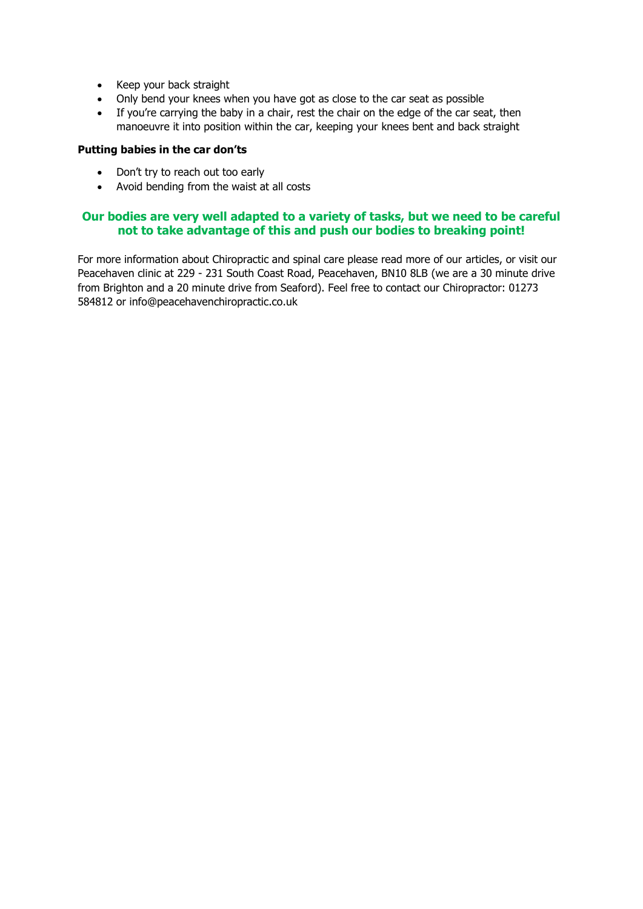- Keep your back straight
- Only bend your knees when you have got as close to the car seat as possible
- If you're carrying the baby in a chair, rest the chair on the edge of the car seat, then manoeuvre it into position within the car, keeping your knees bent and back straight

**Putting babies in the car don'ts**

- Don't try to reach out too early
- Avoid bending from the waist at all costs

**Our bodies are very well adapted to a variety of tasks, but we need to be careful not to take advantage of this and push our bodies to breaking point!**

For more information about Chiropractic and spinal care please read more of our articles, or visit our Peacehaven clinic at 229 - 231 South Coast Road, Peacehaven, BN10 8LB (we are a 30 minute drive from Brighton and a 20 minute drive from Seaford). Feel free to contact our Chiropractor: 01273 584812 or info@peacehavenchiropractic.co.uk